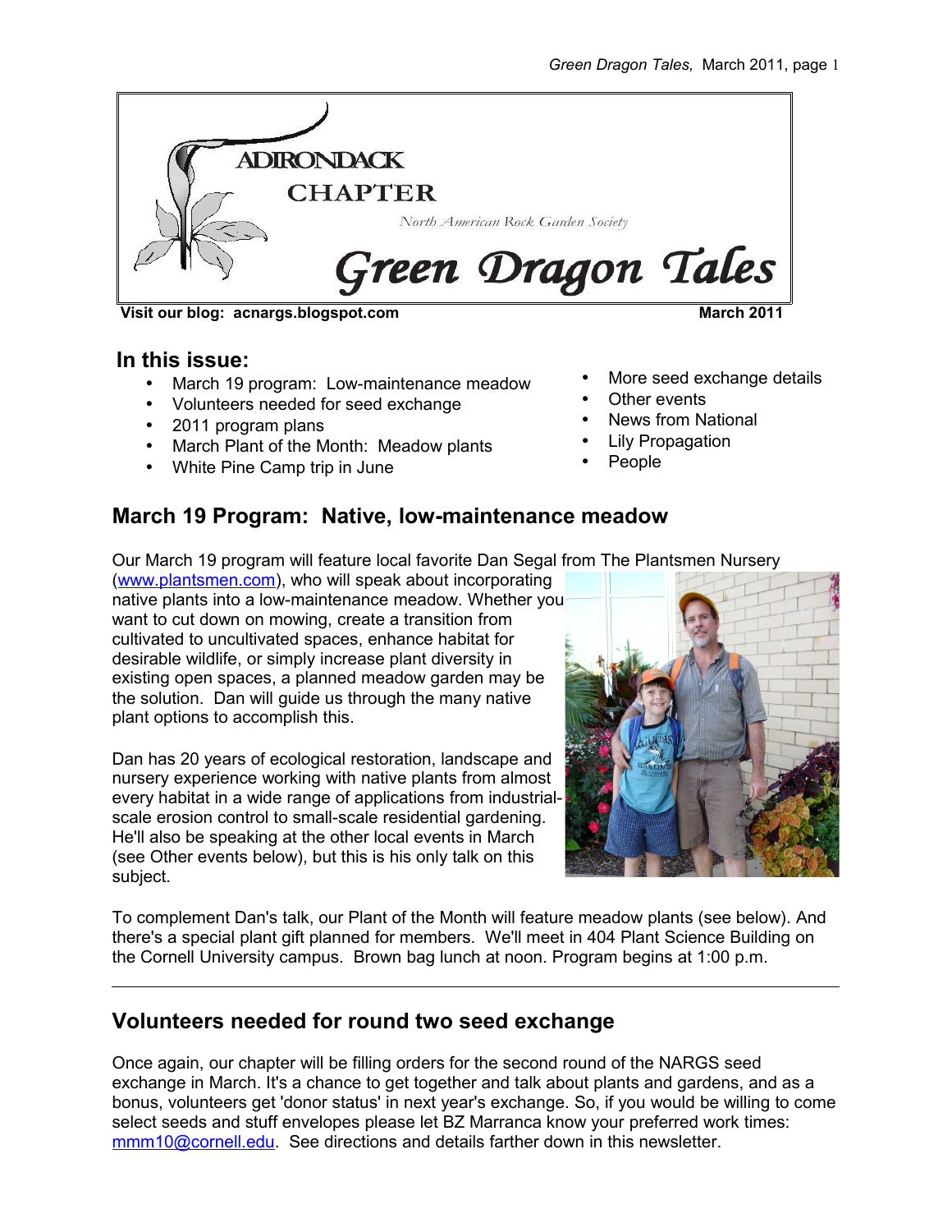# ADIRONDACK CHAPTER

North American Rock Garden Society

# Green Dragon Tales

**Visit our blog: acnargs.blogspot.com** **March 2011**

## In this issue:

- March 19 program: Low-maintenance meadow
- Volunteers needed for seed exchange
- 2011 program plans
- March Plant of the Month: Meadow plants
- White Pine Camp trip in June
- More seed exchange details
- Other events
- News from National
- Lily Propagation
- People

## March 19 Program: Native, low-maintenance meadow

Our March 19 program will feature local favorite Dan Segal from The Plantsmen Nursery (www.plantsmen.com), who will speak about incorporating native plants into a low-maintenance meadow. Whether you want to cut down on mowing, create a transition from cultivated to uncultivated spaces, enhance habitat for desirable wildlife, or simply increase plant diversity in existing open spaces, a planned meadow garden may be the solution. Dan will guide us through the many native plant options to accomplish this.

Dan has 20 years of ecological restoration, landscape and nursery experience working with native plants from almost every habitat in a wide range of applications from industrial-scale erosion control to small-scale residential gardening. He'll also be speaking at the other local events in March (see Other events below), but this is his only talk on this subject.

To complement Dan's talk, our Plant of the Month will feature meadow plants (see below). And there's a special plant gift planned for members. We'll meet in 404 Plant Science Building on the Cornell University campus. Brown bag lunch at noon. Program begins at 1:00 p.m.

---

## Volunteers needed for round two seed exchange

Once again, our chapter will be filling orders for the second round of the NARGS seed exchange in March. It's a chance to get together and talk about plants and gardens, and as a bonus, volunteers get 'donor status' in next year's exchange. So, if you would be willing to come select seeds and stuff envelopes please let BZ Marranca know your preferred work times: mmm10@cornell.edu. See directions and details farther down in this newsletter.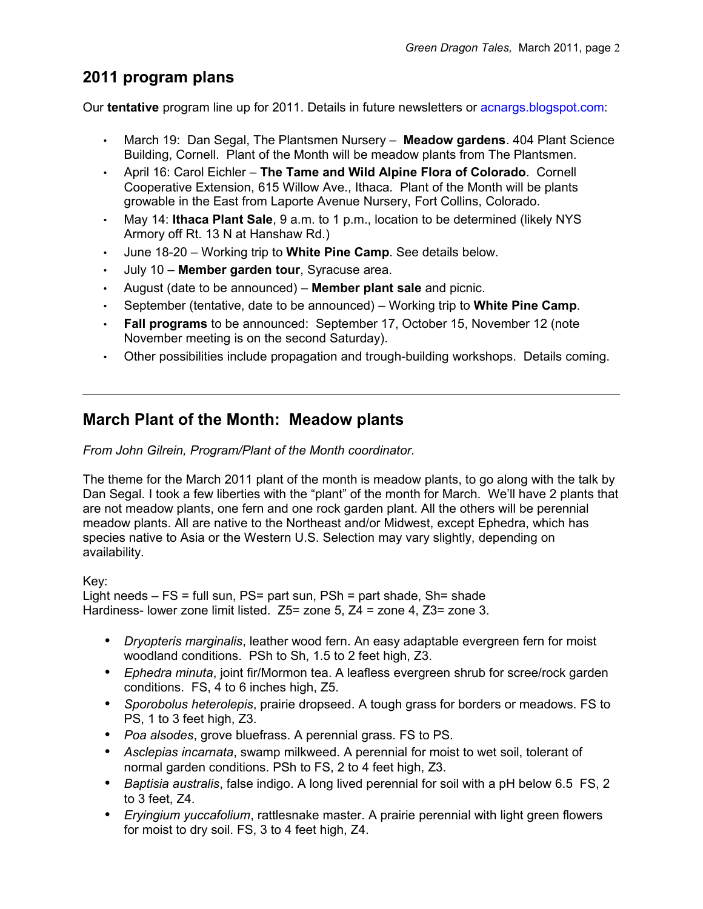## 2011 program plans

Our **tentative** program line up for 2011. Details in future newsletters or acnargs.blogspot.com:

- March 19: Dan Segal, The Plantsmen Nursery – **Meadow gardens**. 404 Plant Science Building, Cornell. Plant of the Month will be meadow plants from The Plantsmen.
- April 16: Carol Eichler – **The Tame and Wild Alpine Flora of Colorado**. Cornell Cooperative Extension, 615 Willow Ave., Ithaca. Plant of the Month will be plants growable in the East from Laporte Avenue Nursery, Fort Collins, Colorado.
- May 14: **Ithaca Plant Sale**, 9 a.m. to 1 p.m., location to be determined (likely NYS Armory off Rt. 13 N at Hanshaw Rd.)
- June 18-20 – Working trip to **White Pine Camp**. See details below.
- July 10 – **Member garden tour**, Syracuse area.
- August (date to be announced) – **Member plant sale** and picnic.
- September (tentative, date to be announced) – Working trip to **White Pine Camp**.
- **Fall programs** to be announced: September 17, October 15, November 12 (note November meeting is on the second Saturday).
- Other possibilities include propagation and trough-building workshops. Details coming.

---

## March Plant of the Month: Meadow plants

*From John Gilrein, Program/Plant of the Month coordinator.*

The theme for the March 2011 plant of the month is meadow plants, to go along with the talk by Dan Segal. I took a few liberties with the "plant" of the month for March. We'll have 2 plants that are not meadow plants, one fern and one rock garden plant. All the others will be perennial meadow plants. All are native to the Northeast and/or Midwest, except Ephedra, which has species native to Asia or the Western U.S. Selection may vary slightly, depending on availability.

Key:
Light needs – FS = full sun, PS= part sun, PSh = part shade, Sh= shade
Hardiness- lower zone limit listed. Z5= zone 5, Z4 = zone 4, Z3= zone 3.

- *Dryopteris marginalis*, leather wood fern. An easy adaptable evergreen fern for moist woodland conditions. PSh to Sh, 1.5 to 2 feet high, Z3.
- *Ephedra minuta*, joint fir/Mormon tea. A leafless evergreen shrub for scree/rock garden conditions. FS, 4 to 6 inches high, Z5.
- *Sporobolus heterolepis*, prairie dropseed. A tough grass for borders or meadows. FS to PS, 1 to 3 feet high, Z3.
- *Poa alsodes*, grove bluefrass. A perennial grass. FS to PS.
- *Asclepias incarnata*, swamp milkweed. A perennial for moist to wet soil, tolerant of normal garden conditions. PSh to FS, 2 to 4 feet high, Z3.
- *Baptisia australis*, false indigo. A long lived perennial for soil with a pH below 6.5 FS, 2 to 3 feet, Z4.
- *Eryingium yuccafolium*, rattlesnake master. A prairie perennial with light green flowers for moist to dry soil. FS, 3 to 4 feet high, Z4.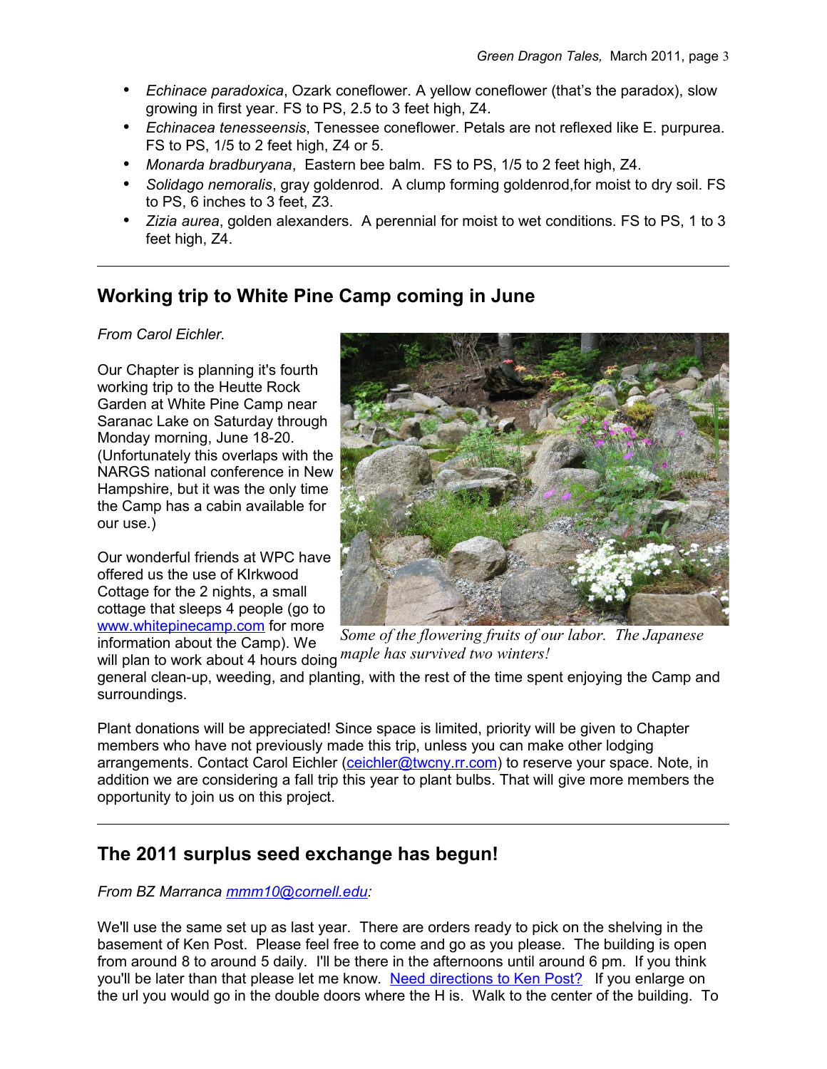- *Echinace paradoxica*, Ozark coneflower. A yellow coneflower (that's the paradox), slow growing in first year. FS to PS, 2.5 to 3 feet high, Z4.
- *Echinacea tenesseensis*, Tenessee coneflower. Petals are not reflexed like E. purpurea. FS to PS, 1/5 to 2 feet high, Z4 or 5.
- *Monarda bradburyana*, Eastern bee balm. FS to PS, 1/5 to 2 feet high, Z4.
- *Solidago nemoralis*, gray goldenrod. A clump forming goldenrod,for moist to dry soil. FS to PS, 6 inches to 3 feet, Z3.
- *Zizia aurea*, golden alexanders. A perennial for moist to wet conditions. FS to PS, 1 to 3 feet high, Z4.

---

## Working trip to White Pine Camp coming in June

*From Carol Eichler.*

Our Chapter is planning it's fourth working trip to the Heutte Rock Garden at White Pine Camp near Saranac Lake on Saturday through Monday morning, June 18-20. (Unfortunately this overlaps with the NARGS national conference in New Hampshire, but it was the only time the Camp has a cabin available for our use.)

Our wonderful friends at WPC have offered us the use of KIrkwood Cottage for the 2 nights, a small cottage that sleeps 4 people (go to www.whitepinecamp.com for more information about the Camp). We will plan to work about 4 hours doing general clean-up, weeding, and planting, with the rest of the time spent enjoying the Camp and surroundings.

*Some of the flowering fruits of our labor. The Japanese maple has survived two winters!*

Plant donations will be appreciated! Since space is limited, priority will be given to Chapter members who have not previously made this trip, unless you can make other lodging arrangements. Contact Carol Eichler (ceichler@twcny.rr.com) to reserve your space. Note, in addition we are considering a fall trip this year to plant bulbs. That will give more members the opportunity to join us on this project.

---

## The 2011 surplus seed exchange has begun!

*From BZ Marranca mmm10@cornell.edu:*

We'll use the same set up as last year. There are orders ready to pick on the shelving in the basement of Ken Post. Please feel free to come and go as you please. The building is open from around 8 to around 5 daily. I'll be there in the afternoons until around 6 pm. If you think you'll be later than that please let me know. Need directions to Ken Post? If you enlarge on the url you would go in the double doors where the H is. Walk to the center of the building. To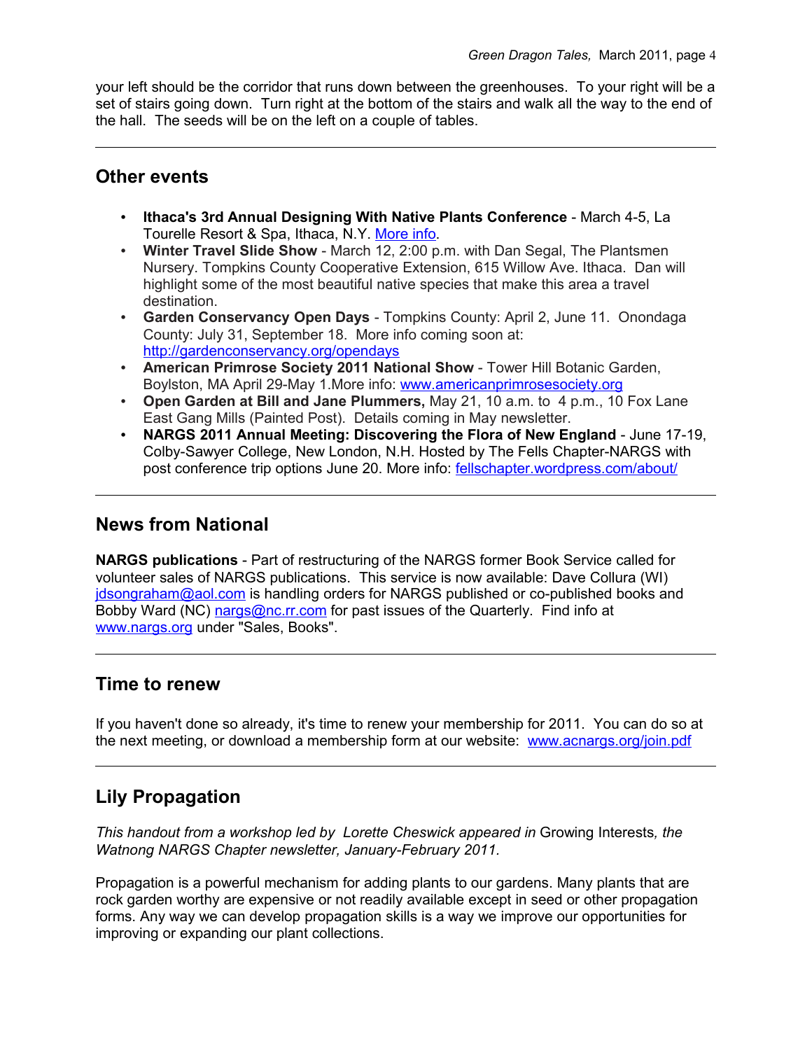your left should be the corridor that runs down between the greenhouses. To your right will be a set of stairs going down. Turn right at the bottom of the stairs and walk all the way to the end of the hall. The seeds will be on the left on a couple of tables.

---

## Other events

- **Ithaca's 3rd Annual Designing With Native Plants Conference** - March 4-5, La Tourelle Resort & Spa, Ithaca, N.Y. More info.
- **Winter Travel Slide Show** - March 12, 2:00 p.m. with Dan Segal, The Plantsmen Nursery. Tompkins County Cooperative Extension, 615 Willow Ave. Ithaca. Dan will highlight some of the most beautiful native species that make this area a travel destination.
- **Garden Conservancy Open Days** - Tompkins County: April 2, June 11. Onondaga County: July 31, September 18. More info coming soon at: http://gardenconservancy.org/opendays
- **American Primrose Society 2011 National Show** - Tower Hill Botanic Garden, Boylston, MA April 29-May 1.More info: www.americanprimrosesociety.org
- **Open Garden at Bill and Jane Plummers,** May 21, 10 a.m. to 4 p.m., 10 Fox Lane East Gang Mills (Painted Post). Details coming in May newsletter.
- **NARGS 2011 Annual Meeting: Discovering the Flora of New England** - June 17-19, Colby-Sawyer College, New London, N.H. Hosted by The Fells Chapter-NARGS with post conference trip options June 20. More info: fellschapter.wordpress.com/about/

---

## News from National

**NARGS publications** - Part of restructuring of the NARGS former Book Service called for volunteer sales of NARGS publications. This service is now available: Dave Collura (WI) jdsongraham@aol.com is handling orders for NARGS published or co-published books and Bobby Ward (NC) nargs@nc.rr.com for past issues of the Quarterly. Find info at www.nargs.org under "Sales, Books".

---

## Time to renew

If you haven't done so already, it's time to renew your membership for 2011. You can do so at the next meeting, or download a membership form at our website: www.acnargs.org/join.pdf

---

## Lily Propagation

*This handout from a workshop led by Lorette Cheswick appeared in* Growing Interests*, the Watnong NARGS Chapter newsletter, January-February 2011.*

Propagation is a powerful mechanism for adding plants to our gardens. Many plants that are rock garden worthy are expensive or not readily available except in seed or other propagation forms. Any way we can develop propagation skills is a way we improve our opportunities for improving or expanding our plant collections.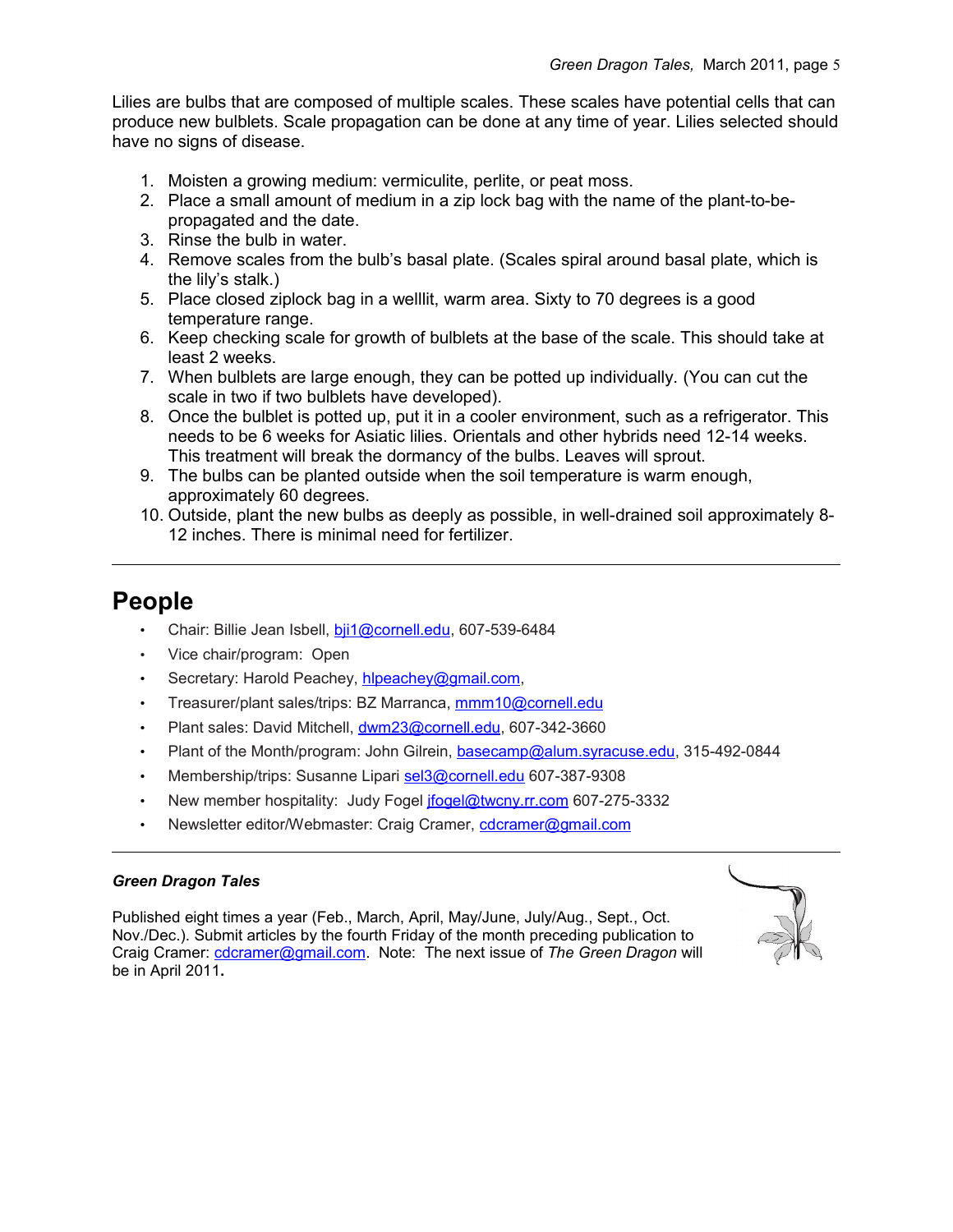Lilies are bulbs that are composed of multiple scales. These scales have potential cells that can produce new bulblets. Scale propagation can be done at any time of year. Lilies selected should have no signs of disease.

1. Moisten a growing medium: vermiculite, perlite, or peat moss.
2. Place a small amount of medium in a zip lock bag with the name of the plant-to-be-propagated and the date.
3. Rinse the bulb in water.
4. Remove scales from the bulb's basal plate. (Scales spiral around basal plate, which is the lily's stalk.)
5. Place closed ziplock bag in a welllit, warm area. Sixty to 70 degrees is a good temperature range.
6. Keep checking scale for growth of bulblets at the base of the scale. This should take at least 2 weeks.
7. When bulblets are large enough, they can be potted up individually. (You can cut the scale in two if two bulblets have developed).
8. Once the bulblet is potted up, put it in a cooler environment, such as a refrigerator. This needs to be 6 weeks for Asiatic lilies. Orientals and other hybrids need 12-14 weeks. This treatment will break the dormancy of the bulbs. Leaves will sprout.
9. The bulbs can be planted outside when the soil temperature is warm enough, approximately 60 degrees.
10. Outside, plant the new bulbs as deeply as possible, in well-drained soil approximately 8-12 inches. There is minimal need for fertilizer.

---

# People

- Chair: Billie Jean Isbell, bji1@cornell.edu, 607-539-6484
- Vice chair/program: Open
- Secretary: Harold Peachey, hlpeachey@gmail.com,
- Treasurer/plant sales/trips: BZ Marranca, mmm10@cornell.edu
- Plant sales: David Mitchell, dwm23@cornell.edu, 607-342-3660
- Plant of the Month/program: John Gilrein, basecamp@alum.syracuse.edu, 315-492-0844
- Membership/trips: Susanne Lipari sel3@cornell.edu 607-387-9308
- New member hospitality: Judy Fogel jfogel@twcny.rr.com 607-275-3332
- Newsletter editor/Webmaster: Craig Cramer, cdcramer@gmail.com

---

***Green Dragon Tales***

Published eight times a year (Feb., March, April, May/June, July/Aug., Sept., Oct. Nov./Dec.). Submit articles by the fourth Friday of the month preceding publication to Craig Cramer: cdcramer@gmail.com. Note: The next issue of *The Green Dragon* will be in April 2011**.**